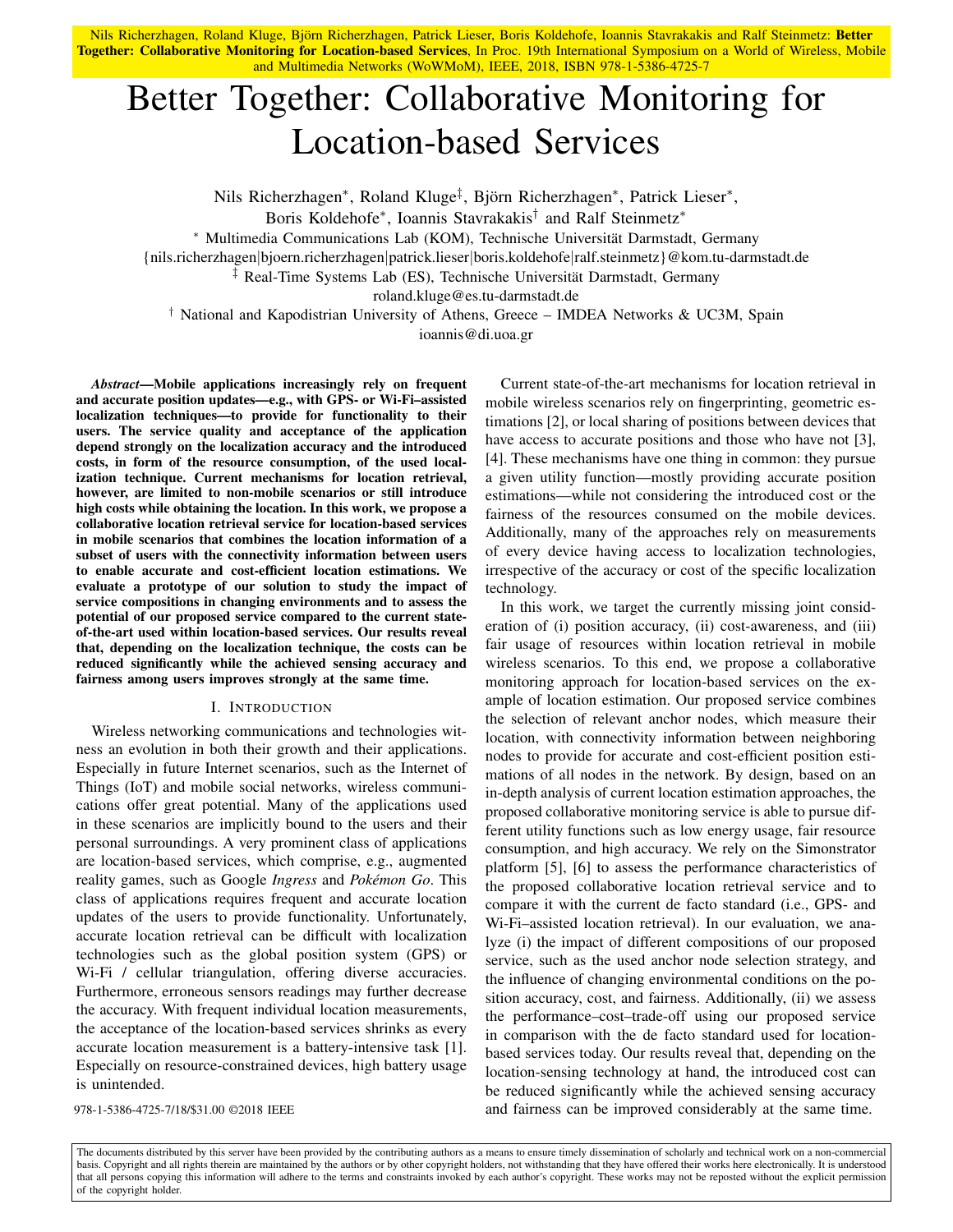Nils Richerzhagen, Roland Kluge, Björn Richerzhagen, Patrick Lieser, Boris Koldehofe, Ioannis Stavrakakis and Ralf Steinmetz: **Better Together: Collaborative Monitoring for Location-based Services**, In Proc. 19th International Symposium on a World of Wireless, Mobile and Multimedia Networks (WoWMoM), IEEE, 2018, ISBN 978-1-5386-4725-7

# Better Together: Collaborative Monitoring for Location-based Services

Nils Richerzhagen*, Roland Kluge‡, Björn Richerzhagen*, Patrick Lieser*, Boris Koldehofe*, Ioannis Stavrakakis† and Ralf Steinmetz*

* Multimedia Communications Lab (KOM), Technische Universität Darmstadt, Germany
{nils.richerzhagen|bjoern.richerzhagen|patrick.lieser|boris.koldehofe|ralf.steinmetz}@kom.tu-darmstadt.de

‡ Real-Time Systems Lab (ES), Technische Universität Darmstadt, Germany
roland.kluge@es.tu-darmstadt.de

† National and Kapodistrian University of Athens, Greece – IMDEA Networks & UC3M, Spain
ioannis@di.uoa.gr

***Abstract*—Mobile applications increasingly rely on frequent and accurate position updates—e.g., with GPS- or Wi-Fi–assisted localization techniques—to provide for functionality to their users. The service quality and acceptance of the application depend strongly on the localization accuracy and the introduced costs, in form of the resource consumption, of the used localization technique. Current mechanisms for location retrieval, however, are limited to non-mobile scenarios or still introduce high costs while obtaining the location. In this work, we propose a collaborative location retrieval service for location-based services in mobile scenarios that combines the location information of a subset of users with the connectivity information between users to enable accurate and cost-efficient location estimations. We evaluate a prototype of our solution to study the impact of service compositions in changing environments and to assess the potential of our proposed service compared to the current state-of-the-art used within location-based services. Our results reveal that, depending on the localization technique, the costs can be reduced significantly while the achieved sensing accuracy and fairness among users improves strongly at the same time.**

## I. Introduction

Wireless networking communications and technologies witness an evolution in both their growth and their applications. Especially in future Internet scenarios, such as the Internet of Things (IoT) and mobile social networks, wireless communications offer great potential. Many of the applications used in these scenarios are implicitly bound to the users and their personal surroundings. A very prominent class of applications are location-based services, which comprise, e.g., augmented reality games, such as Google *Ingress* and *Pokémon Go*. This class of applications requires frequent and accurate location updates of the users to provide functionality. Unfortunately, accurate location retrieval can be difficult with localization technologies such as the global position system (GPS) or Wi-Fi / cellular triangulation, offering diverse accuracies. Furthermore, erroneous sensors readings may further decrease the accuracy. With frequent individual location measurements, the acceptance of the location-based services shrinks as every accurate location measurement is a battery-intensive task [1]. Especially on resource-constrained devices, high battery usage is unintended.

978-1-5386-4725-7/18/$31.00 ©2018 IEEE

Current state-of-the-art mechanisms for location retrieval in mobile wireless scenarios rely on fingerprinting, geometric estimations [2], or local sharing of positions between devices that have access to accurate positions and those who have not [3], [4]. These mechanisms have one thing in common: they pursue a given utility function—mostly providing accurate position estimations—while not considering the introduced cost or the fairness of the resources consumed on the mobile devices. Additionally, many of the approaches rely on measurements of every device having access to localization technologies, irrespective of the accuracy or cost of the specific localization technology.

In this work, we target the currently missing joint consideration of (i) position accuracy, (ii) cost-awareness, and (iii) fair usage of resources within location retrieval in mobile wireless scenarios. To this end, we propose a collaborative monitoring approach for location-based services on the example of location estimation. Our proposed service combines the selection of relevant anchor nodes, which measure their location, with connectivity information between neighboring nodes to provide for accurate and cost-efficient position estimations of all nodes in the network. By design, based on an in-depth analysis of current location estimation approaches, the proposed collaborative monitoring service is able to pursue different utility functions such as low energy usage, fair resource consumption, and high accuracy. We rely on the Simonstrator platform [5], [6] to assess the performance characteristics of the proposed collaborative location retrieval service and to compare it with the current de facto standard (i.e., GPS- and Wi-Fi–assisted location retrieval). In our evaluation, we analyze (i) the impact of different compositions of our proposed service, such as the used anchor node selection strategy, and the influence of changing environmental conditions on the position accuracy, cost, and fairness. Additionally, (ii) we assess the performance–cost–trade-off using our proposed service in comparison with the de facto standard used for location-based services today. Our results reveal that, depending on the location-sensing technology at hand, the introduced cost can be reduced significantly while the achieved sensing accuracy and fairness can be improved considerably at the same time.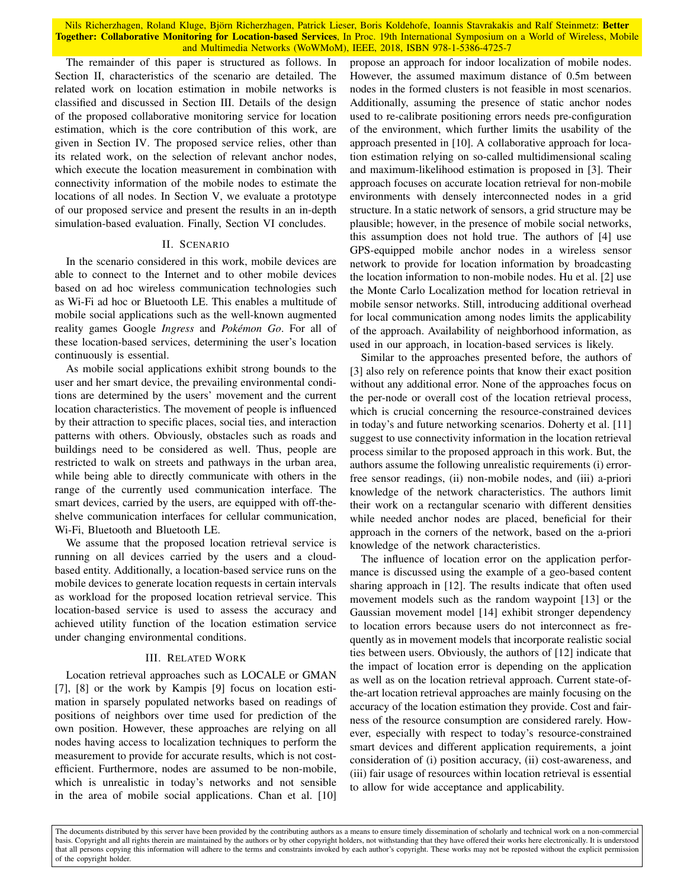The remainder of this paper is structured as follows. In Section II, characteristics of the scenario are detailed. The related work on location estimation in mobile networks is classified and discussed in Section III. Details of the design of the proposed collaborative monitoring service for location estimation, which is the core contribution of this work, are given in Section IV. The proposed service relies, other than its related work, on the selection of relevant anchor nodes, which execute the location measurement in combination with connectivity information of the mobile nodes to estimate the locations of all nodes. In Section V, we evaluate a prototype of our proposed service and present the results in an in-depth simulation-based evaluation. Finally, Section VI concludes.

## II. Scenario

In the scenario considered in this work, mobile devices are able to connect to the Internet and to other mobile devices based on ad hoc wireless communication technologies such as Wi-Fi ad hoc or Bluetooth LE. This enables a multitude of mobile social applications such as the well-known augmented reality games Google *Ingress* and *Pokémon Go*. For all of these location-based services, determining the user's location continuously is essential.

As mobile social applications exhibit strong bounds to the user and her smart device, the prevailing environmental conditions are determined by the users' movement and the current location characteristics. The movement of people is influenced by their attraction to specific places, social ties, and interaction patterns with others. Obviously, obstacles such as roads and buildings need to be considered as well. Thus, people are restricted to walk on streets and pathways in the urban area, while being able to directly communicate with others in the range of the currently used communication interface. The smart devices, carried by the users, are equipped with off-the-shelve communication interfaces for cellular communication, Wi-Fi, Bluetooth and Bluetooth LE.

We assume that the proposed location retrieval service is running on all devices carried by the users and a cloud-based entity. Additionally, a location-based service runs on the mobile devices to generate location requests in certain intervals as workload for the proposed location retrieval service. This location-based service is used to assess the accuracy and achieved utility function of the location estimation service under changing environmental conditions.

## III. Related Work

Location retrieval approaches such as LOCALE or GMAN [7], [8] or the work by Kampis [9] focus on location estimation in sparsely populated networks based on readings of positions of neighbors over time used for prediction of the own position. However, these approaches are relying on all nodes having access to localization techniques to perform the measurement to provide for accurate results, which is not cost-efficient. Furthermore, nodes are assumed to be non-mobile, which is unrealistic in today's networks and not sensible in the area of mobile social applications. Chan et al. [10] propose an approach for indoor localization of mobile nodes. However, the assumed maximum distance of 0.5m between nodes in the formed clusters is not feasible in most scenarios. Additionally, assuming the presence of static anchor nodes used to re-calibrate positioning errors needs pre-configuration of the environment, which further limits the usability of the approach presented in [10]. A collaborative approach for location estimation relying on so-called multidimensional scaling and maximum-likelihood estimation is proposed in [3]. Their approach focuses on accurate location retrieval for non-mobile environments with densely interconnected nodes in a grid structure. In a static network of sensors, a grid structure may be plausible; however, in the presence of mobile social networks, this assumption does not hold true. The authors of [4] use GPS-equipped mobile anchor nodes in a wireless sensor network to provide for location information by broadcasting the location information to non-mobile nodes. Hu et al. [2] use the Monte Carlo Localization method for location retrieval in mobile sensor networks. Still, introducing additional overhead for local communication among nodes limits the applicability of the approach. Availability of neighborhood information, as used in our approach, in location-based services is likely.

Similar to the approaches presented before, the authors of [3] also rely on reference points that know their exact position without any additional error. None of the approaches focus on the per-node or overall cost of the location retrieval process, which is crucial concerning the resource-constrained devices in today's and future networking scenarios. Doherty et al. [11] suggest to use connectivity information in the location retrieval process similar to the proposed approach in this work. But, the authors assume the following unrealistic requirements (i) error-free sensor readings, (ii) non-mobile nodes, and (iii) a-priori knowledge of the network characteristics. The authors limit their work on a rectangular scenario with different densities while needed anchor nodes are placed, beneficial for their approach in the corners of the network, based on the a-priori knowledge of the network characteristics.

The influence of location error on the application performance is discussed using the example of a geo-based content sharing approach in [12]. The results indicate that often used movement models such as the random waypoint [13] or the Gaussian movement model [14] exhibit stronger dependency to location errors because users do not interconnect as frequently as in movement models that incorporate realistic social ties between users. Obviously, the authors of [12] indicate that the impact of location error is depending on the application as well as on the location retrieval approach. Current state-of-the-art location retrieval approaches are mainly focusing on the accuracy of the location estimation they provide. Cost and fairness of the resource consumption are considered rarely. However, especially with respect to today's resource-constrained smart devices and different application requirements, a joint consideration of (i) position accuracy, (ii) cost-awareness, and (iii) fair usage of resources within location retrieval is essential to allow for wide acceptance and applicability.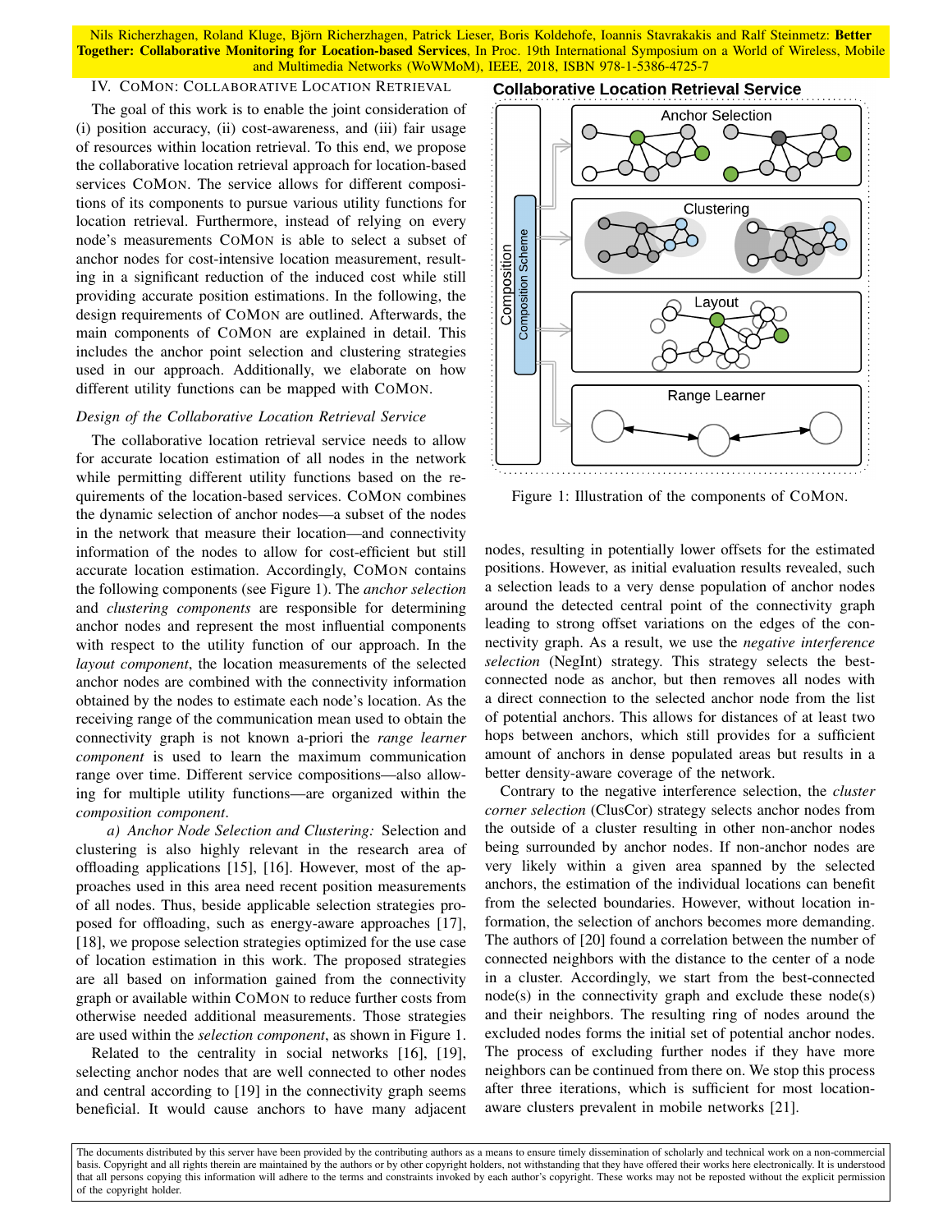## IV. CoMon: Collaborative Location Retrieval

The goal of this work is to enable the joint consideration of (i) position accuracy, (ii) cost-awareness, and (iii) fair usage of resources within location retrieval. To this end, we propose the collaborative location retrieval approach for location-based services CoMon. The service allows for different compositions of its components to pursue various utility functions for location retrieval. Furthermore, instead of relying on every node's measurements CoMon is able to select a subset of anchor nodes for cost-intensive location measurement, resulting in a significant reduction of the induced cost while still providing accurate position estimations. In the following, the design requirements of CoMon are outlined. Afterwards, the main components of CoMon are explained in detail. This includes the anchor point selection and clustering strategies used in our approach. Additionally, we elaborate on how different utility functions can be mapped with CoMon.

### *Design of the Collaborative Location Retrieval Service*

The collaborative location retrieval service needs to allow for accurate location estimation of all nodes in the network while permitting different utility functions based on the requirements of the location-based services. CoMon combines the dynamic selection of anchor nodes—a subset of the nodes in the network that measure their location—and connectivity information of the nodes to allow for cost-efficient but still accurate location estimation. Accordingly, CoMon contains the following components (see Figure 1). The *anchor selection* and *clustering components* are responsible for determining anchor nodes and represent the most influential components with respect to the utility function of our approach. In the *layout component*, the location measurements of the selected anchor nodes are combined with the connectivity information obtained by the nodes to estimate each node's location. As the receiving range of the communication mean used to obtain the connectivity graph is not known a-priori the *range learner component* is used to learn the maximum communication range over time. Different service compositions—also allowing for multiple utility functions—are organized within the *composition component*.

Figure 1: Illustration of the components of CoMon.

*a) Anchor Node Selection and Clustering:* Selection and clustering is also highly relevant in the research area of offloading applications [15], [16]. However, most of the approaches used in this area need recent position measurements of all nodes. Thus, beside applicable selection strategies proposed for offloading, such as energy-aware approaches [17], [18], we propose selection strategies optimized for the use case of location estimation in this work. The proposed strategies are all based on information gained from the connectivity graph or available within CoMon to reduce further costs from otherwise needed additional measurements. Those strategies are used within the *selection component*, as shown in Figure 1.

Related to the centrality in social networks [16], [19], selecting anchor nodes that are well connected to other nodes and central according to [19] in the connectivity graph seems beneficial. It would cause anchors to have many adjacent nodes, resulting in potentially lower offsets for the estimated positions. However, as initial evaluation results revealed, such a selection leads to a very dense population of anchor nodes around the detected central point of the connectivity graph leading to strong offset variations on the edges of the connectivity graph. As a result, we use the *negative interference selection* (NegInt) strategy. This strategy selects the best-connected node as anchor, but then removes all nodes with a direct connection to the selected anchor node from the list of potential anchors. This allows for distances of at least two hops between anchors, which still provides for a sufficient amount of anchors in dense populated areas but results in a better density-aware coverage of the network.

Contrary to the negative interference selection, the *cluster corner selection* (ClusCor) strategy selects anchor nodes from the outside of a cluster resulting in other non-anchor nodes being surrounded by anchor nodes. If non-anchor nodes are very likely within a given area spanned by the selected anchors, the estimation of the individual locations can benefit from the selected boundaries. However, without location information, the selection of anchors becomes more demanding. The authors of [20] found a correlation between the number of connected neighbors with the distance to the center of a node in a cluster. Accordingly, we start from the best-connected node(s) in the connectivity graph and exclude these node(s) and their neighbors. The resulting ring of nodes around the excluded nodes forms the initial set of potential anchor nodes. The process of excluding further nodes if they have more neighbors can be continued from there on. We stop this process after three iterations, which is sufficient for most location-aware clusters prevalent in mobile networks [21].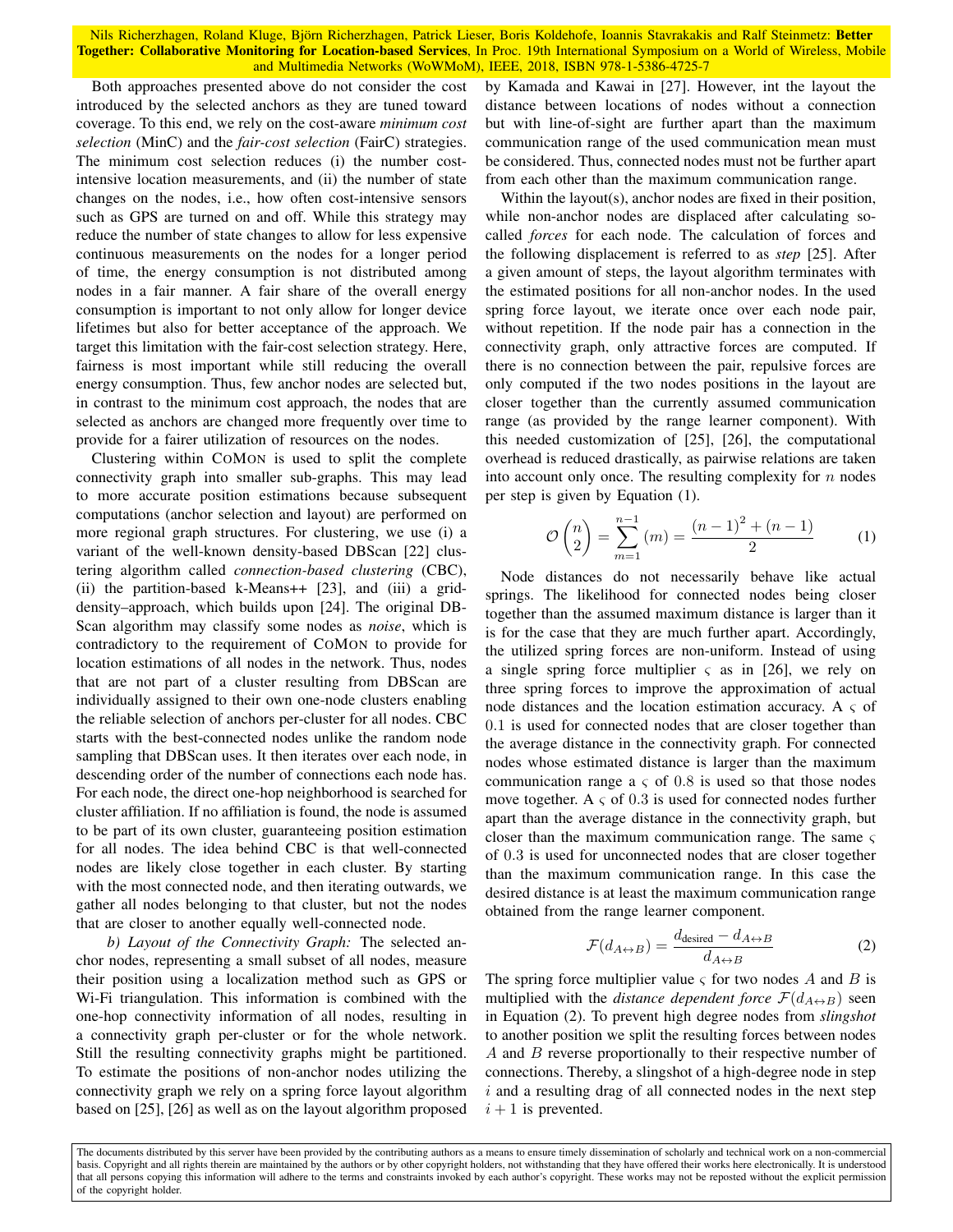Both approaches presented above do not consider the cost introduced by the selected anchors as they are tuned toward coverage. To this end, we rely on the cost-aware *minimum cost selection* (MinC) and the *fair-cost selection* (FairC) strategies. The minimum cost selection reduces (i) the number cost-intensive location measurements, and (ii) the number of state changes on the nodes, i.e., how often cost-intensive sensors such as GPS are turned on and off. While this strategy may reduce the number of state changes to allow for less expensive continuous measurements on the nodes for a longer period of time, the energy consumption is not distributed among nodes in a fair manner. A fair share of the overall energy consumption is important to not only allow for longer device lifetimes but also for better acceptance of the approach. We target this limitation with the fair-cost selection strategy. Here, fairness is most important while still reducing the overall energy consumption. Thus, few anchor nodes are selected but, in contrast to the minimum cost approach, the nodes that are selected as anchors are changed more frequently over time to provide for a fairer utilization of resources on the nodes.

Clustering within COMON is used to split the complete connectivity graph into smaller sub-graphs. This may lead to more accurate position estimations because subsequent computations (anchor selection and layout) are performed on more regional graph structures. For clustering, we use (i) a variant of the well-known density-based DBScan [22] clustering algorithm called *connection-based clustering* (CBC), (ii) the partition-based k-Means++ [23], and (iii) a grid-density–approach, which builds upon [24]. The original DBScan algorithm may classify some nodes as *noise*, which is contradictory to the requirement of COMON to provide for location estimations of all nodes in the network. Thus, nodes that are not part of a cluster resulting from DBScan are individually assigned to their own one-node clusters enabling the reliable selection of anchors per-cluster for all nodes. CBC starts with the best-connected nodes unlike the random node sampling that DBScan uses. It then iterates over each node, in descending order of the number of connections each node has. For each node, the direct one-hop neighborhood is searched for cluster affiliation. If no affiliation is found, the node is assumed to be part of its own cluster, guaranteeing position estimation for all nodes. The idea behind CBC is that well-connected nodes are likely close together in each cluster. By starting with the most connected node, and then iterating outwards, we gather all nodes belonging to that cluster, but not the nodes that are closer to another equally well-connected node.

*b) Layout of the Connectivity Graph:* The selected anchor nodes, representing a small subset of all nodes, measure their position using a localization method such as GPS or Wi-Fi triangulation. This information is combined with the one-hop connectivity information of all nodes, resulting in a connectivity graph per-cluster or for the whole network. Still the resulting connectivity graphs might be partitioned. To estimate the positions of non-anchor nodes utilizing the connectivity graph we rely on a spring force layout algorithm based on [25], [26] as well as on the layout algorithm proposed by Kamada and Kawai in [27]. However, int the layout the distance between locations of nodes without a connection but with line-of-sight are further apart than the maximum communication range of the used communication mean must be considered. Thus, connected nodes must not be further apart from each other than the maximum communication range.

Within the layout(s), anchor nodes are fixed in their position, while non-anchor nodes are displaced after calculating so-called *forces* for each node. The calculation of forces and the following displacement is referred to as *step* [25]. After a given amount of steps, the layout algorithm terminates with the estimated positions for all non-anchor nodes. In the used spring force layout, we iterate once over each node pair, without repetition. If the node pair has a connection in the connectivity graph, only attractive forces are computed. If there is no connection between the pair, repulsive forces are only computed if the two nodes positions in the layout are closer together than the currently assumed communication range (as provided by the range learner component). With this needed customization of [25], [26], the computational overhead is reduced drastically, as pairwise relations are taken into account only once. The resulting complexity for $n$ nodes per step is given by Equation (1).

$$\mathcal{O}\binom{n}{2} = \sum_{m=1}^{n-1}(m) = \frac{(n-1)^2 + (n-1)}{2} \tag{1}$$

Node distances do not necessarily behave like actual springs. The likelihood for connected nodes being closer together than the assumed maximum distance is larger than it is for the case that they are much further apart. Accordingly, the utilized spring forces are non-uniform. Instead of using a single spring force multiplier $\varsigma$ as in [26], we rely on three spring forces to improve the approximation of actual node distances and the location estimation accuracy. A $\varsigma$ of $0.1$ is used for connected nodes that are closer together than the average distance in the connectivity graph. For connected nodes whose estimated distance is larger than the maximum communication range a $\varsigma$ of $0.8$ is used so that those nodes move together. A $\varsigma$ of $0.3$ is used for connected nodes further apart than the average distance in the connectivity graph, but closer than the maximum communication range. The same $\varsigma$ of $0.3$ is used for unconnected nodes that are closer together than the maximum communication range. In this case the desired distance is at least the maximum communication range obtained from the range learner component.

$$\mathcal{F}(d_{A\leftrightarrow B}) = \frac{d_{\text{desired}} - d_{A\leftrightarrow B}}{d_{A\leftrightarrow B}} \tag{2}$$

The spring force multiplier value $\varsigma$ for two nodes $A$ and $B$ is multiplied with the *distance dependent force* $\mathcal{F}(d_{A\leftrightarrow B})$ seen in Equation (2). To prevent high degree nodes from *slingshot* to another position we split the resulting forces between nodes $A$ and $B$ reverse proportionally to their respective number of connections. Thereby, a slingshot of a high-degree node in step $i$ and a resulting drag of all connected nodes in the next step $i+1$ is prevented.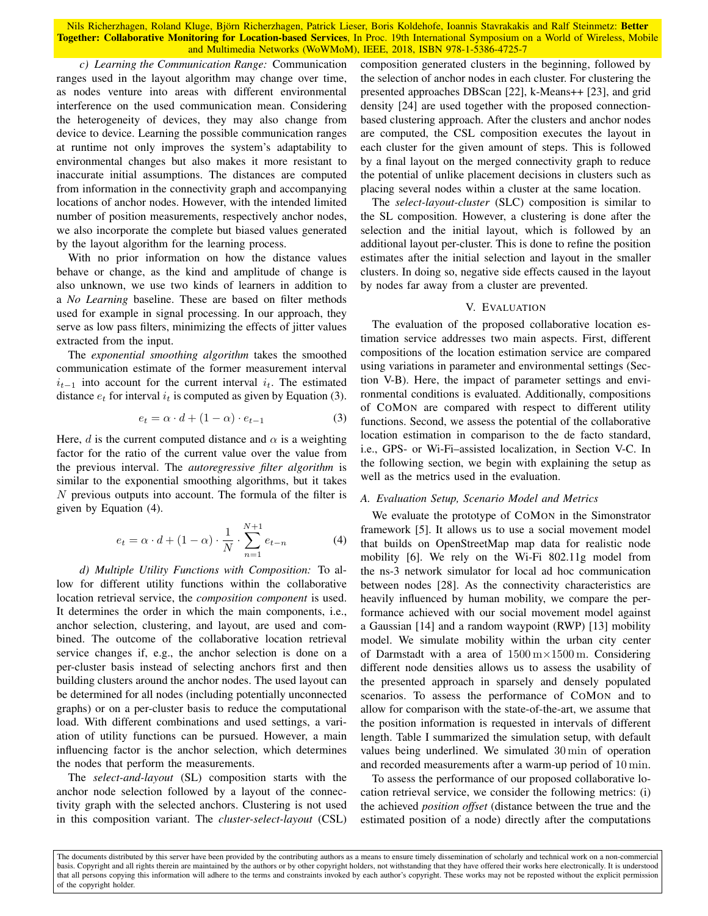*c) Learning the Communication Range:* Communication ranges used in the layout algorithm may change over time, as nodes venture into areas with different environmental interference on the used communication mean. Considering the heterogeneity of devices, they may also change from device to device. Learning the possible communication ranges at runtime not only improves the system's adaptability to environmental changes but also makes it more resistant to inaccurate initial assumptions. The distances are computed from information in the connectivity graph and accompanying locations of anchor nodes. However, with the intended limited number of position measurements, respectively anchor nodes, we also incorporate the complete but biased values generated by the layout algorithm for the learning process.

With no prior information on how the distance values behave or change, as the kind and amplitude of change is also unknown, we use two kinds of learners in addition to a *No Learning* baseline. These are based on filter methods used for example in signal processing. In our approach, they serve as low pass filters, minimizing the effects of jitter values extracted from the input.

The *exponential smoothing algorithm* takes the smoothed communication estimate of the former measurement interval $i_{t-1}$ into account for the current interval $i_t$. The estimated distance $e_t$ for interval $i_t$ is computed as given by Equation (3).

$$e_t = \alpha \cdot d + (1 - \alpha) \cdot e_{t-1} \tag{3}$$

Here, $d$ is the current computed distance and $\alpha$ is a weighting factor for the ratio of the current value over the value from the previous interval. The *autoregressive filter algorithm* is similar to the exponential smoothing algorithms, but it takes $N$ previous outputs into account. The formula of the filter is given by Equation (4).

$$e_t = \alpha \cdot d + (1 - \alpha) \cdot \frac{1}{N} \cdot \sum_{n=1}^{N+1} e_{t-n} \tag{4}$$

*d) Multiple Utility Functions with Composition:* To allow for different utility functions within the collaborative location retrieval service, the *composition component* is used. It determines the order in which the main components, i.e., anchor selection, clustering, and layout, are used and combined. The outcome of the collaborative location retrieval service changes if, e.g., the anchor selection is done on a per-cluster basis instead of selecting anchors first and then building clusters around the anchor nodes. The used layout can be determined for all nodes (including potentially unconnected graphs) or on a per-cluster basis to reduce the computational load. With different combinations and used settings, a variation of utility functions can be pursued. However, a main influencing factor is the anchor selection, which determines the nodes that perform the measurements.

The *select-and-layout* (SL) composition starts with the anchor node selection followed by a layout of the connectivity graph with the selected anchors. Clustering is not used in this composition variant. The *cluster-select-layout* (CSL) composition generated clusters in the beginning, followed by the selection of anchor nodes in each cluster. For clustering the presented approaches DBScan [22], k-Means++ [23], and grid density [24] are used together with the proposed connection-based clustering approach. After the clusters and anchor nodes are computed, the CSL composition executes the layout in each cluster for the given amount of steps. This is followed by a final layout on the merged connectivity graph to reduce the potential of unlike placement decisions in clusters such as placing several nodes within a cluster at the same location.

The *select-layout-cluster* (SLC) composition is similar to the SL composition. However, a clustering is done after the selection and the initial layout, which is followed by an additional layout per-cluster. This is done to refine the position estimates after the initial selection and layout in the smaller clusters. In doing so, negative side effects caused in the layout by nodes far away from a cluster are prevented.

## V. Evaluation

The evaluation of the proposed collaborative location estimation service addresses two main aspects. First, different compositions of the location estimation service are compared using variations in parameter and environmental settings (Section V-B). Here, the impact of parameter settings and environmental conditions is evaluated. Additionally, compositions of CoMon are compared with respect to different utility functions. Second, we assess the potential of the collaborative location estimation in comparison to the de facto standard, i.e., GPS- or Wi-Fi–assisted localization, in Section V-C. In the following section, we begin with explaining the setup as well as the metrics used in the evaluation.

### A. Evaluation Setup, Scenario Model and Metrics

We evaluate the prototype of CoMon in the Simonstrator framework [5]. It allows us to use a social movement model that builds on OpenStreetMap map data for realistic node mobility [6]. We rely on the Wi-Fi 802.11g model from the ns-3 network simulator for local ad hoc communication between nodes [28]. As the connectivity characteristics are heavily influenced by human mobility, we compare the performance achieved with our social movement model against a Gaussian [14] and a random waypoint (RWP) [13] mobility model. We simulate mobility within the urban city center of Darmstadt with a area of $1500\,\text{m}\times1500\,\text{m}$. Considering different node densities allows us to assess the usability of the presented approach in sparsely and densely populated scenarios. To assess the performance of CoMon and to allow for comparison with the state-of-the-art, we assume that the position information is requested in intervals of different length. Table I summarized the simulation setup, with default values being underlined. We simulated $30\,\text{min}$ of operation and recorded measurements after a warm-up period of $10\,\text{min}$.

To assess the performance of our proposed collaborative location retrieval service, we consider the following metrics: (i) the achieved *position offset* (distance between the true and the estimated position of a node) directly after the computations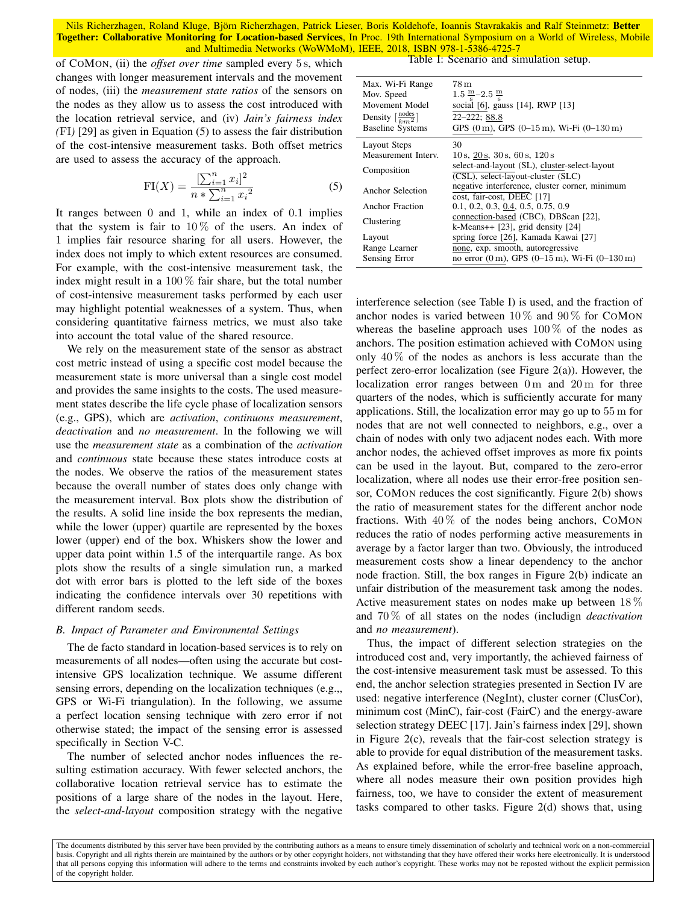of CoMon, (ii) the *offset over time* sampled every 5 s, which changes with longer measurement intervals and the movement of nodes, (iii) the *measurement state ratios* of the sensors on the nodes as they allow us to assess the cost introduced with the location retrieval service, and (iv) *Jain's fairness index (*FI*)* [29] as given in Equation (5) to assess the fair distribution of the cost-intensive measurement tasks. Both offset metrics are used to assess the accuracy of the approach.

$$\mathrm{FI}(X) = \frac{[\sum_{i=1}^{n} x_i]^2}{n * \sum_{i=1}^{n} {x_i}^2} \tag{5}$$

It ranges between 0 and 1, while an index of 0.1 implies that the system is fair to 10 % of the users. An index of 1 implies fair resource sharing for all users. However, the index does not imply to which extent resources are consumed. For example, with the cost-intensive measurement task, the index might result in a 100 % fair share, but the total number of cost-intensive measurement tasks performed by each user may highlight potential weaknesses of a system. Thus, when considering quantitative fairness metrics, we must also take into account the total value of the shared resource.

We rely on the measurement state of the sensor as abstract cost metric instead of using a specific cost model because the measurement state is more universal than a single cost model and provides the same insights to the costs. The used measurement states describe the life cycle phase of localization sensors (e.g., GPS), which are *activation*, *continuous measurement*, *deactivation* and *no measurement*. In the following we will use the *measurement state* as a combination of the *activation* and *continuous* state because these states introduce costs at the nodes. We observe the ratios of the measurement states because the overall number of states does only change with the measurement interval. Box plots show the distribution of the results. A solid line inside the box represents the median, while the lower (upper) quartile are represented by the boxes lower (upper) end of the box. Whiskers show the lower and upper data point within 1.5 of the interquartile range. As box plots show the results of a single simulation run, a marked dot with error bars is plotted to the left side of the boxes indicating the confidence intervals over 30 repetitions with different random seeds.

### B. Impact of Parameter and Environmental Settings

The de facto standard in location-based services is to rely on measurements of all nodes—often using the accurate but cost-intensive GPS localization technique. We assume different sensing errors, depending on the localization techniques (e.g.,, GPS or Wi-Fi triangulation). In the following, we assume a perfect location sensing technique with zero error if not otherwise stated; the impact of the sensing error is assessed specifically in Section V-C.

The number of selected anchor nodes influences the resulting estimation accuracy. With fewer selected anchors, the collaborative location retrieval service has to estimate the positions of a large share of the nodes in the layout. Here, the *select-and-layout* composition strategy with the negative interference selection (see Table I) is used, and the fraction of anchor nodes is varied between 10 % and 90 % for CoMon whereas the baseline approach uses 100 % of the nodes as anchors. The position estimation achieved with CoMon using only 40 % of the nodes as anchors is less accurate than the perfect zero-error localization (see Figure 2(a)). However, the localization error ranges between 0 m and 20 m for three quarters of the nodes, which is sufficiently accurate for many applications. Still, the localization error may go up to 55 m for nodes that are not well connected to neighbors, e.g., over a chain of nodes with only two adjacent nodes each. With more anchor nodes, the achieved offset improves as more fix points can be used in the layout. But, compared to the zero-error localization, where all nodes use their error-free position sensor, CoMon reduces the cost significantly. Figure 2(b) shows the ratio of measurement states for the different anchor node fractions. With 40 % of the nodes being anchors, CoMon reduces the ratio of nodes performing active measurements in average by a factor larger than two. Obviously, the introduced measurement costs show a linear dependency to the anchor node fraction. Still, the box ranges in Figure 2(b) indicate an unfair distribution of the measurement task among the nodes. Active measurement states on nodes make up between 18 % and 70 % of all states on the nodes (includign *deactivation* and *no measurement*).

Thus, the impact of different selection strategies on the introduced cost and, very importantly, the achieved fairness of the cost-intensive measurement task must be assessed. To this end, the anchor selection strategies presented in Section IV are used: negative interference (NegInt), cluster corner (ClusCor), minimum cost (MinC), fair-cost (FairC) and the energy-aware selection strategy DEEC [17]. Jain's fairness index [29], shown in Figure 2(c), reveals that the fair-cost selection strategy is able to provide for equal distribution of the measurement tasks. As explained before, while the error-free baseline approach, where all nodes measure their own position provides high fairness, too, we have to consider the extent of measurement tasks compared to other tasks. Figure 2(d) shows that, using

Table I: Scenario and simulation setup.

| | |
|---|---|
| Max. Wi-Fi Range | 78 m |
| Mov. Speed | $1.5\,\frac{\mathrm{m}}{\mathrm{s}}$–$2.5\,\frac{\mathrm{m}}{\mathrm{s}}$ |
| Movement Model | <u>social</u> [6], gauss [14], RWP [13] |
| Density $[\frac{\mathrm{nodes}}{km^2}]$ | 22–222; <u>88.8</u> |
| Baseline Systems | <u>GPS (0 m)</u>, GPS (0–15 m), Wi-Fi (0–130 m) |
| Layout Steps | 30 |
| Measurement Interv. | 10 s, <u>20 s</u>, 30 s, 60 s, 120 s |
| Composition | select-and-layout (SL), <u>cluster-select-layout (CSL)</u>, select-layout-cluster (SLC) |
| Anchor Selection | <u>negative interference</u>, cluster corner, minimum cost, fair-cost, DEEC [17] |
| Anchor Fraction | 0.1, 0.2, 0.3, <u>0.4</u>, 0.5, 0.75, 0.9 |
| Clustering | <u>connection-based</u> (CBC), DBScan [22], k-Means++ [23], grid density [24] |
| Layout | <u>spring force</u> [26], Kamada Kawai [27] |
| Range Learner | <u>none</u>, exp. smooth, autoregressive |
| Sensing Error | <u>no error (0 m)</u>, GPS (0–15 m), Wi-Fi (0–130 m) |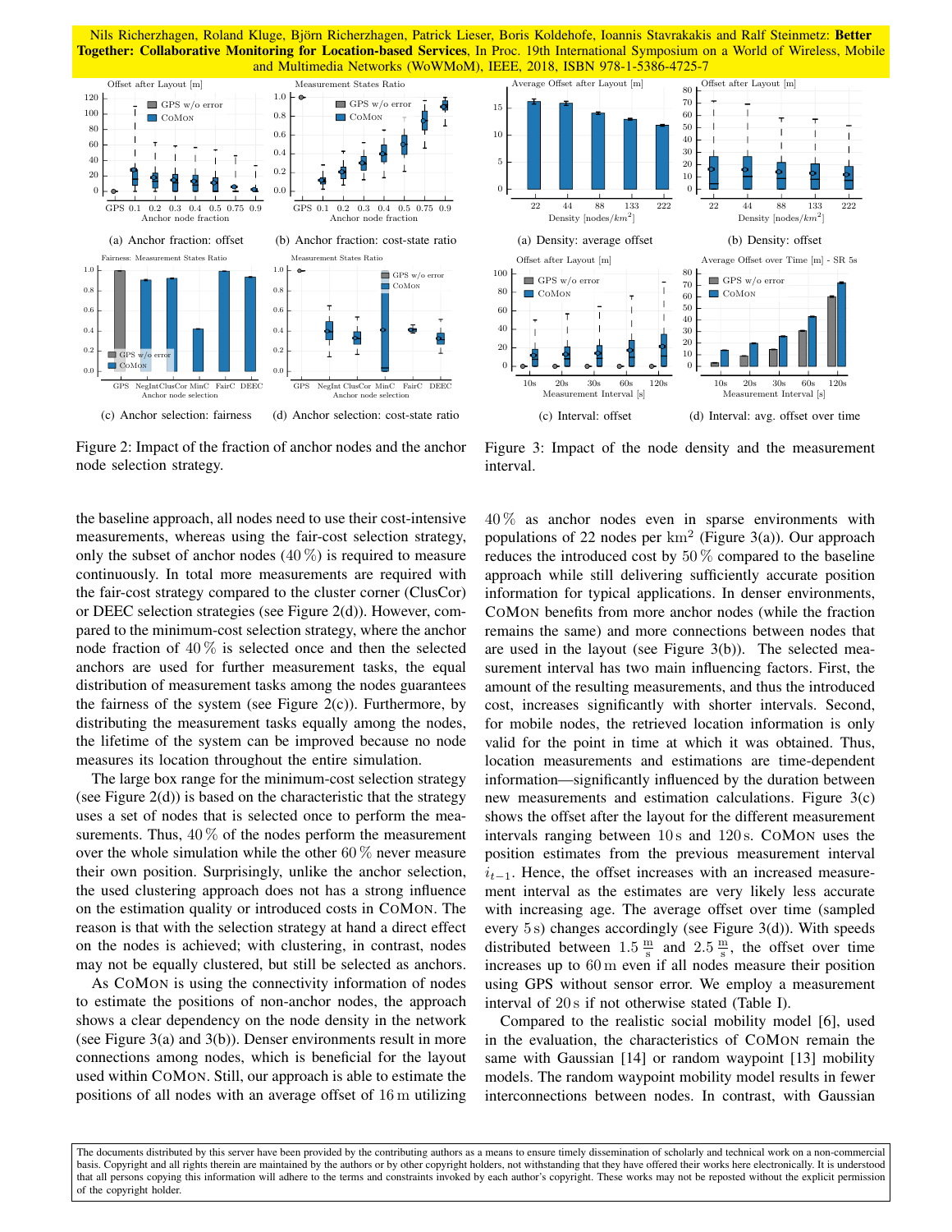Figure 2: Impact of the fraction of anchor nodes and the anchor node selection strategy.

(a) Anchor fraction: offset

(b) Anchor fraction: cost-state ratio

(c) Anchor selection: fairness

(d) Anchor selection: cost-state ratio

Figure 3: Impact of the node density and the measurement interval.

(a) Density: average offset

(b) Density: offset

(c) Interval: offset

(d) Interval: avg. offset over time

the baseline approach, all nodes need to use their cost-intensive measurements, whereas using the fair-cost selection strategy, only the subset of anchor nodes (40 %) is required to measure continuously. In total more measurements are required with the fair-cost strategy compared to the cluster corner (ClusCor) or DEEC selection strategies (see Figure 2(d)). However, compared to the minimum-cost selection strategy, where the anchor node fraction of 40 % is selected once and then the selected anchors are used for further measurement tasks, the equal distribution of measurement tasks among the nodes guarantees the fairness of the system (see Figure 2(c)). Furthermore, by distributing the measurement tasks equally among the nodes, the lifetime of the system can be improved because no node measures its location throughout the entire simulation.

The large box range for the minimum-cost selection strategy (see Figure 2(d)) is based on the characteristic that the strategy uses a set of nodes that is selected once to perform the measurements. Thus, 40 % of the nodes perform the measurement over the whole simulation while the other 60 % never measure their own position. Surprisingly, unlike the anchor selection, the used clustering approach does not has a strong influence on the estimation quality or introduced costs in CoMon. The reason is that with the selection strategy at hand a direct effect on the nodes is achieved; with clustering, in contrast, nodes may not be equally clustered, but still be selected as anchors.

As CoMon is using the connectivity information of nodes to estimate the positions of non-anchor nodes, the approach shows a clear dependency on the node density in the network (see Figure 3(a) and 3(b)). Denser environments result in more connections among nodes, which is beneficial for the layout used within CoMon. Still, our approach is able to estimate the positions of all nodes with an average offset of 16 m utilizing 40 % as anchor nodes even in sparse environments with populations of 22 nodes per $\mathrm{km}^2$ (Figure 3(a)). Our approach reduces the introduced cost by 50 % compared to the baseline approach while still delivering sufficiently accurate position information for typical applications. In denser environments, CoMon benefits from more anchor nodes (while the fraction remains the same) and more connections between nodes that are used in the layout (see Figure 3(b)). The selected measurement interval has two main influencing factors. First, the amount of the resulting measurements, and thus the introduced cost, increases significantly with shorter intervals. Second, for mobile nodes, the retrieved location information is only valid for the point in time at which it was obtained. Thus, location measurements and estimations are time-dependent information—significantly influenced by the duration between new measurements and estimation calculations. Figure 3(c) shows the offset after the layout for the different measurement intervals ranging between 10 s and 120 s. CoMon uses the position estimates from the previous measurement interval $i_{t-1}$. Hence, the offset increases with an increased measurement interval as the estimates are very likely less accurate with increasing age. The average offset over time (sampled every 5 s) changes accordingly (see Figure 3(d)). With speeds distributed between $1.5\,\frac{\mathrm{m}}{\mathrm{s}}$ and $2.5\,\frac{\mathrm{m}}{\mathrm{s}}$, the offset over time increases up to 60 m even if all nodes measure their position using GPS without sensor error. We employ a measurement interval of 20 s if not otherwise stated (Table I).

Compared to the realistic social mobility model [6], used in the evaluation, the characteristics of CoMon remain the same with Gaussian [14] or random waypoint [13] mobility models. The random waypoint mobility model results in fewer interconnections between nodes. In contrast, with Gaussian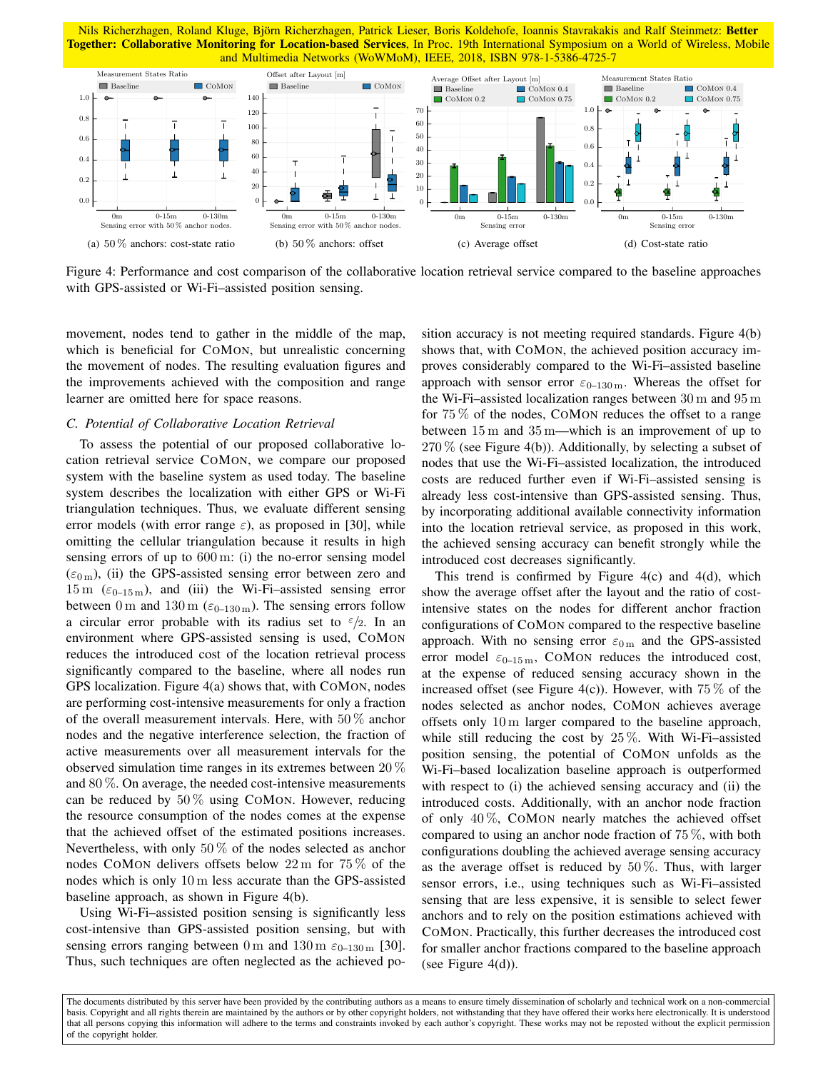(a) 50 % anchors: cost-state ratio

(b) 50 % anchors: offset

(c) Average offset

(d) Cost-state ratio

Figure 4: Performance and cost comparison of the collaborative location retrieval service compared to the baseline approaches with GPS-assisted or Wi-Fi–assisted position sensing.

movement, nodes tend to gather in the middle of the map, which is beneficial for CoMon, but unrealistic concerning the movement of nodes. The resulting evaluation figures and the improvements achieved with the composition and range learner are omitted here for space reasons.

### C. Potential of Collaborative Location Retrieval

To assess the potential of our proposed collaborative location retrieval service CoMon, we compare our proposed system with the baseline system as used today. The baseline system describes the localization with either GPS or Wi-Fi triangulation techniques. Thus, we evaluate different sensing error models (with error range $\varepsilon$), as proposed in [30], while omitting the cellular triangulation because it results in high sensing errors of up to 600 m: (i) the no-error sensing model ($\varepsilon_{0\,\mathrm{m}}$), (ii) the GPS-assisted sensing error between zero and 15 m ($\varepsilon_{0\text{–}15\,\mathrm{m}}$), and (iii) the Wi-Fi–assisted sensing error between 0 m and 130 m ($\varepsilon_{0\text{–}130\,\mathrm{m}}$). The sensing errors follow a circular error probable with its radius set to $\varepsilon/2$. In an environment where GPS-assisted sensing is used, CoMon reduces the introduced cost of the location retrieval process significantly compared to the baseline, where all nodes run GPS localization. Figure 4(a) shows that, with CoMon, nodes are performing cost-intensive measurements for only a fraction of the overall measurement intervals. Here, with 50 % anchor nodes and the negative interference selection, the fraction of active measurements over all measurement intervals for the observed simulation time ranges in its extremes between 20 % and 80 %. On average, the needed cost-intensive measurements can be reduced by 50 % using CoMon. However, reducing the resource consumption of the nodes comes at the expense that the achieved offset of the estimated positions increases. Nevertheless, with only 50 % of the nodes selected as anchor nodes CoMon delivers offsets below 22 m for 75 % of the nodes which is only 10 m less accurate than the GPS-assisted baseline approach, as shown in Figure 4(b).

Using Wi-Fi–assisted position sensing is significantly less cost-intensive than GPS-assisted position sensing, but with sensing errors ranging between 0 m and 130 m $\varepsilon_{0\text{–}130\,\mathrm{m}}$ [30]. Thus, such techniques are often neglected as the achieved position accuracy is not meeting required standards. Figure 4(b) shows that, with CoMon, the achieved position accuracy improves considerably compared to the Wi-Fi–assisted baseline approach with sensor error $\varepsilon_{0\text{–}130\,\mathrm{m}}$. Whereas the offset for the Wi-Fi–assisted localization ranges between 30 m and 95 m for 75 % of the nodes, CoMon reduces the offset to a range between 15 m and 35 m—which is an improvement of up to 270 % (see Figure 4(b)). Additionally, by selecting a subset of nodes that use the Wi-Fi–assisted localization, the introduced costs are reduced further even if Wi-Fi–assisted sensing is already less cost-intensive than GPS-assisted sensing. Thus, by incorporating additional available connectivity information into the location retrieval service, as proposed in this work, the achieved sensing accuracy can benefit strongly while the introduced cost decreases significantly.

This trend is confirmed by Figure 4(c) and 4(d), which show the average offset after the layout and the ratio of cost-intensive states on the nodes for different anchor fraction configurations of CoMon compared to the respective baseline approach. With no sensing error $\varepsilon_{0\,\mathrm{m}}$ and the GPS-assisted error model $\varepsilon_{0\text{–}15\,\mathrm{m}}$, CoMon reduces the introduced cost, at the expense of reduced sensing accuracy shown in the increased offset (see Figure 4(c)). However, with 75 % of the nodes selected as anchor nodes, CoMon achieves average offsets only 10 m larger compared to the baseline approach, while still reducing the cost by 25 %. With Wi-Fi–assisted position sensing, the potential of CoMon unfolds as the Wi-Fi–based localization baseline approach is outperformed with respect to (i) the achieved sensing accuracy and (ii) the introduced costs. Additionally, with an anchor node fraction of only 40 %, CoMon nearly matches the achieved offset compared to using an anchor node fraction of 75 %, with both configurations doubling the achieved average sensing accuracy as the average offset is reduced by 50 %. Thus, with larger sensor errors, i.e., using techniques such as Wi-Fi–assisted sensing that are less expensive, it is sensible to select fewer anchors and to rely on the position estimations achieved with CoMon. Practically, this further decreases the introduced cost for smaller anchor fractions compared to the baseline approach (see Figure 4(d)).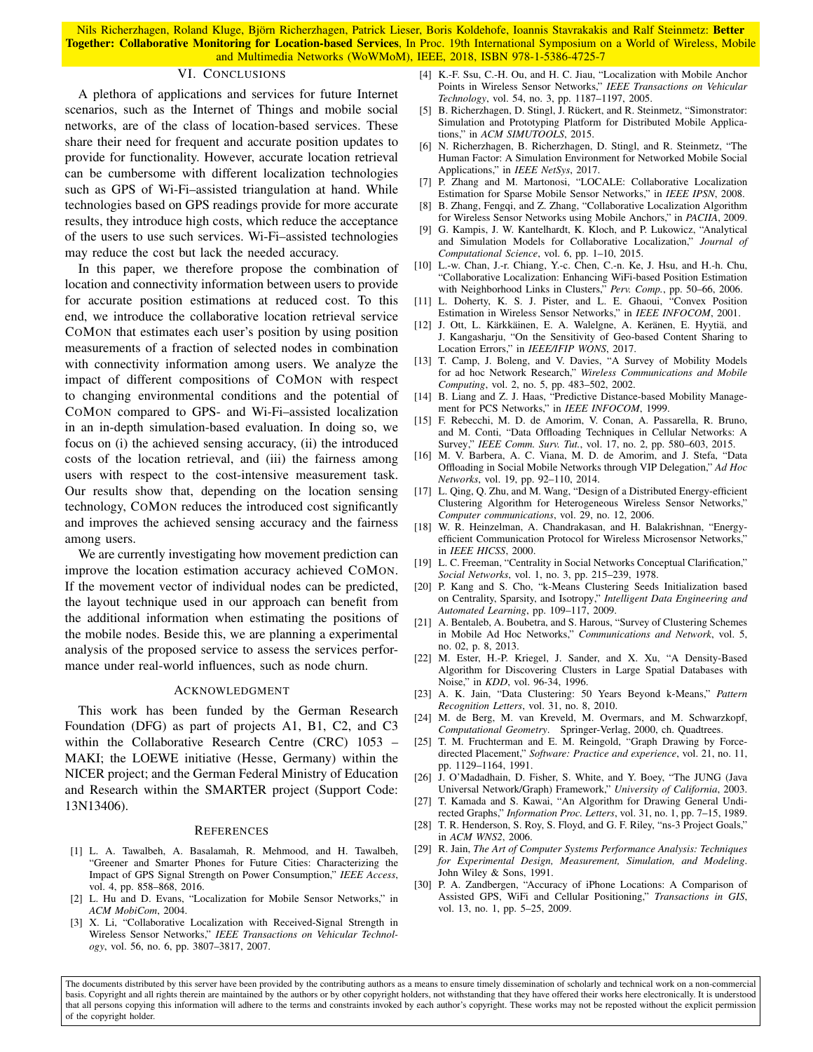Nils Richerzhagen, Roland Kluge, Björn Richerzhagen, Patrick Lieser, Boris Koldehofe, Ioannis Stavrakakis and Ralf Steinmetz: **Better Together: Collaborative Monitoring for Location-based Services**, In Proc. 19th International Symposium on a World of Wireless, Mobile and Multimedia Networks (WoWMoM), IEEE, 2018, ISBN 978-1-5386-4725-7

## VI. Conclusions

A plethora of applications and services for future Internet scenarios, such as the Internet of Things and mobile social networks, are of the class of location-based services. These share their need for frequent and accurate position updates to provide for functionality. However, accurate location retrieval can be cumbersome with different localization technologies such as GPS of Wi-Fi–assisted triangulation at hand. While technologies based on GPS readings provide for more accurate results, they introduce high costs, which reduce the acceptance of the users to use such services. Wi-Fi–assisted technologies may reduce the cost but lack the needed accuracy.

In this paper, we therefore propose the combination of location and connectivity information between users to provide for accurate position estimations at reduced cost. To this end, we introduce the collaborative location retrieval service CoMon that estimates each user's position by using position measurements of a fraction of selected nodes in combination with connectivity information among users. We analyze the impact of different compositions of CoMon with respect to changing environmental conditions and the potential of CoMon compared to GPS- and Wi-Fi–assisted localization in an in-depth simulation-based evaluation. In doing so, we focus on (i) the achieved sensing accuracy, (ii) the introduced costs of the location retrieval, and (iii) the fairness among users with respect to the cost-intensive measurement task. Our results show that, depending on the location sensing technology, CoMon reduces the introduced cost significantly and improves the achieved sensing accuracy and the fairness among users.

We are currently investigating how movement prediction can improve the location estimation accuracy achieved CoMon. If the movement vector of individual nodes can be predicted, the layout technique used in our approach can benefit from the additional information when estimating the positions of the mobile nodes. Beside this, we are planning a experimental analysis of the proposed service to assess the services performance under real-world influences, such as node churn.

## Acknowledgment

This work has been funded by the German Research Foundation (DFG) as part of projects A1, B1, C2, and C3 within the Collaborative Research Centre (CRC) 1053 – MAKI; the LOEWE initiative (Hesse, Germany) within the NICER project; and the German Federal Ministry of Education and Research within the SMARTER project (Support Code: 13N13406).

## References

[1] L. A. Tawalbeh, A. Basalamah, R. Mehmood, and H. Tawalbeh, "Greener and Smarter Phones for Future Cities: Characterizing the Impact of GPS Signal Strength on Power Consumption," *IEEE Access*, vol. 4, pp. 858–868, 2016.

[2] L. Hu and D. Evans, "Localization for Mobile Sensor Networks," in *ACM MobiCom*, 2004.

[3] X. Li, "Collaborative Localization with Received-Signal Strength in Wireless Sensor Networks," *IEEE Transactions on Vehicular Technology*, vol. 56, no. 6, pp. 3807–3817, 2007.

[4] K.-F. Ssu, C.-H. Ou, and H. C. Jiau, "Localization with Mobile Anchor Points in Wireless Sensor Networks," *IEEE Transactions on Vehicular Technology*, vol. 54, no. 3, pp. 1187–1197, 2005.

[5] B. Richerzhagen, D. Stingl, J. Rückert, and R. Steinmetz, "Simonstrator: Simulation and Prototyping Platform for Distributed Mobile Applications," in *ACM SIMUTOOLS*, 2015.

[6] N. Richerzhagen, B. Richerzhagen, D. Stingl, and R. Steinmetz, "The Human Factor: A Simulation Environment for Networked Mobile Social Applications," in *IEEE NetSys*, 2017.

[7] P. Zhang and M. Martonosi, "LOCALE: Collaborative Localization Estimation for Sparse Mobile Sensor Networks," in *IEEE IPSN*, 2008.

[8] B. Zhang, Fengqi, and Z. Zhang, "Collaborative Localization Algorithm for Wireless Sensor Networks using Mobile Anchors," in *PACIIA*, 2009.

[9] G. Kampis, J. W. Kantelhardt, K. Kloch, and P. Lukowicz, "Analytical and Simulation Models for Collaborative Localization," *Journal of Computational Science*, vol. 6, pp. 1–10, 2015.

[10] L.-w. Chan, J.-r. Chiang, Y.-c. Chen, C.-n. Ke, J. Hsu, and H.-h. Chu, "Collaborative Localization: Enhancing WiFi-based Position Estimation with Neighborhood Links in Clusters," *Perv. Comp.*, pp. 50–66, 2006.

[11] L. Doherty, K. S. J. Pister, and L. E. Ghaoui, "Convex Position Estimation in Wireless Sensor Networks," in *IEEE INFOCOM*, 2001.

[12] J. Ott, L. Kärkkäinen, E. A. Walelgne, A. Keränen, E. Hyytiä, and J. Kangasharju, "On the Sensitivity of Geo-based Content Sharing to Location Errors," in *IEEE/IFIP WONS*, 2017.

[13] T. Camp, J. Boleng, and V. Davies, "A Survey of Mobility Models for ad hoc Network Research," *Wireless Communications and Mobile Computing*, vol. 2, no. 5, pp. 483–502, 2002.

[14] B. Liang and Z. J. Haas, "Predictive Distance-based Mobility Management for PCS Networks," in *IEEE INFOCOM*, 1999.

[15] F. Rebecchi, M. D. de Amorim, V. Conan, A. Passarella, R. Bruno, and M. Conti, "Data Offloading Techniques in Cellular Networks: A Survey," *IEEE Comm. Surv. Tut.*, vol. 17, no. 2, pp. 580–603, 2015.

[16] M. V. Barbera, A. C. Viana, M. D. de Amorim, and J. Stefa, "Data Offloading in Social Mobile Networks through VIP Delegation," *Ad Hoc Networks*, vol. 19, pp. 92–110, 2014.

[17] L. Qing, Q. Zhu, and M. Wang, "Design of a Distributed Energy-efficient Clustering Algorithm for Heterogeneous Wireless Sensor Networks," *Computer communications*, vol. 29, no. 12, 2006.

[18] W. R. Heinzelman, A. Chandrakasan, and H. Balakrishnan, "Energy-efficient Communication Protocol for Wireless Microsensor Networks," in *IEEE HICSS*, 2000.

[19] L. C. Freeman, "Centrality in Social Networks Conceptual Clarification," *Social Networks*, vol. 1, no. 3, pp. 215–239, 1978.

[20] P. Kang and S. Cho, "k-Means Clustering Seeds Initialization based on Centrality, Sparsity, and Isotropy," *Intelligent Data Engineering and Automated Learning*, pp. 109–117, 2009.

[21] A. Bentaleb, A. Boubetra, and S. Harous, "Survey of Clustering Schemes in Mobile Ad Hoc Networks," *Communications and Network*, vol. 5, no. 02, p. 8, 2013.

[22] M. Ester, H.-P. Kriegel, J. Sander, and X. Xu, "A Density-Based Algorithm for Discovering Clusters in Large Spatial Databases with Noise," in *KDD*, vol. 96-34, 1996.

[23] A. K. Jain, "Data Clustering: 50 Years Beyond k-Means," *Pattern Recognition Letters*, vol. 31, no. 8, 2010.

[24] M. de Berg, M. van Kreveld, M. Overmars, and M. Schwarzkopf, *Computational Geometry*. Springer-Verlag, 2000, ch. Quadtrees.

[25] T. M. Fruchterman and E. M. Reingold, "Graph Drawing by Force-directed Placement," *Software: Practice and experience*, vol. 21, no. 11, pp. 1129–1164, 1991.

[26] J. O'Madadhain, D. Fisher, S. White, and Y. Boey, "The JUNG (Java Universal Network/Graph) Framework," *University of California*, 2003.

[27] T. Kamada and S. Kawai, "An Algorithm for Drawing General Undirected Graphs," *Information Proc. Letters*, vol. 31, no. 1, pp. 7–15, 1989.

[28] T. R. Henderson, S. Roy, S. Floyd, and G. F. Riley, "ns-3 Project Goals," in *ACM WNS2*, 2006.

[29] R. Jain, *The Art of Computer Systems Performance Analysis: Techniques for Experimental Design, Measurement, Simulation, and Modeling*. John Wiley & Sons, 1991.

[30] P. A. Zandbergen, "Accuracy of iPhone Locations: A Comparison of Assisted GPS, WiFi and Cellular Positioning," *Transactions in GIS*, vol. 13, no. 1, pp. 5–25, 2009.

The documents distributed by this server have been provided by the contributing authors as a means to ensure timely dissemination of scholarly and technical work on a non-commercial basis. Copyright and all rights therein are maintained by the authors or by other copyright holders, not withstanding that they have offered their works here electronically. It is understood that all persons copying this information will adhere to the terms and constraints invoked by each author's copyright. These works may not be reposted without the explicit permission of the copyright holder.